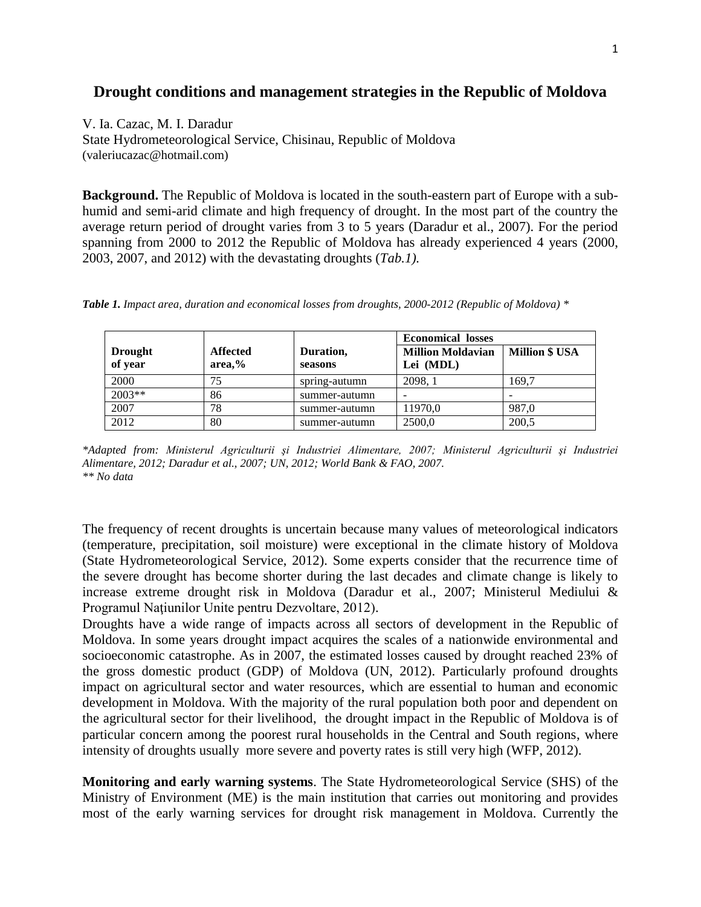# Drought conditions and management strategies in the Republic of Moldova

V. Ia. Cazac, M. I. Daradur
State Hydrometeorological Service, Chisinau, Republic of Moldova
(valeriucazac@hotmail.com)

**Background.** The Republic of Moldova is located in the south-eastern part of Europe with a sub-humid and semi-arid climate and high frequency of drought. In the most part of the country the average return period of drought varies from 3 to 5 years (Daradur et al., 2007). For the period spanning from 2000 to 2012 the Republic of Moldova has already experienced 4 years (2000, 2003, 2007, and 2012) with the devastating droughts (*Tab.1).*

***Table 1.*** *Impact area, duration and economical losses from droughts, 2000-2012 (Republic of Moldova) **

| **Drought of year** | **Affected area,%** | **Duration, seasons** | **Economical losses** | |
|---|---|---|---|---|
| | | | **Million Moldavian Lei (MDL)** | **Million $ USA** |
| 2000 | 75 | spring-autumn | 2098, 1 | 169,7 |
| 2003** | 86 | summer-autumn | - | - |
| 2007 | 78 | summer-autumn | 11970,0 | 987,0 |
| 2012 | 80 | summer-autumn | 2500,0 | 200,5 |

**Adapted from: Ministerul Agriculturii şi Industriei Alimentare, 2007; Ministerul Agriculturii şi Industriei Alimentare, 2012; Daradur et al., 2007; UN, 2012; World Bank & FAO, 2007.*
*** No data*

The frequency of recent droughts is uncertain because many values of meteorological indicators (temperature, precipitation, soil moisture) were exceptional in the climate history of Moldova (State Hydrometeorological Service, 2012). Some experts consider that the recurrence time of the severe drought has become shorter during the last decades and climate change is likely to increase extreme drought risk in Moldova (Daradur et al., 2007; Ministerul Mediului & Programul Naţiunilor Unite pentru Dezvoltare, 2012).

Droughts have a wide range of impacts across all sectors of development in the Republic of Moldova. In some years drought impact acquires the scales of a nationwide environmental and socioeconomic catastrophe. As in 2007, the estimated losses caused by drought reached 23% of the gross domestic product (GDP) of Moldova (UN, 2012). Particularly profound droughts impact on agricultural sector and water resources, which are essential to human and economic development in Moldova. With the majority of the rural population both poor and dependent on the agricultural sector for their livelihood, the drought impact in the Republic of Moldova is of particular concern among the poorest rural households in the Central and South regions, where intensity of droughts usually more severe and poverty rates is still very high (WFP, 2012).

**Monitoring and early warning systems**. The State Hydrometeorological Service (SHS) of the Ministry of Environment (ME) is the main institution that carries out monitoring and provides most of the early warning services for drought risk management in Moldova. Currently the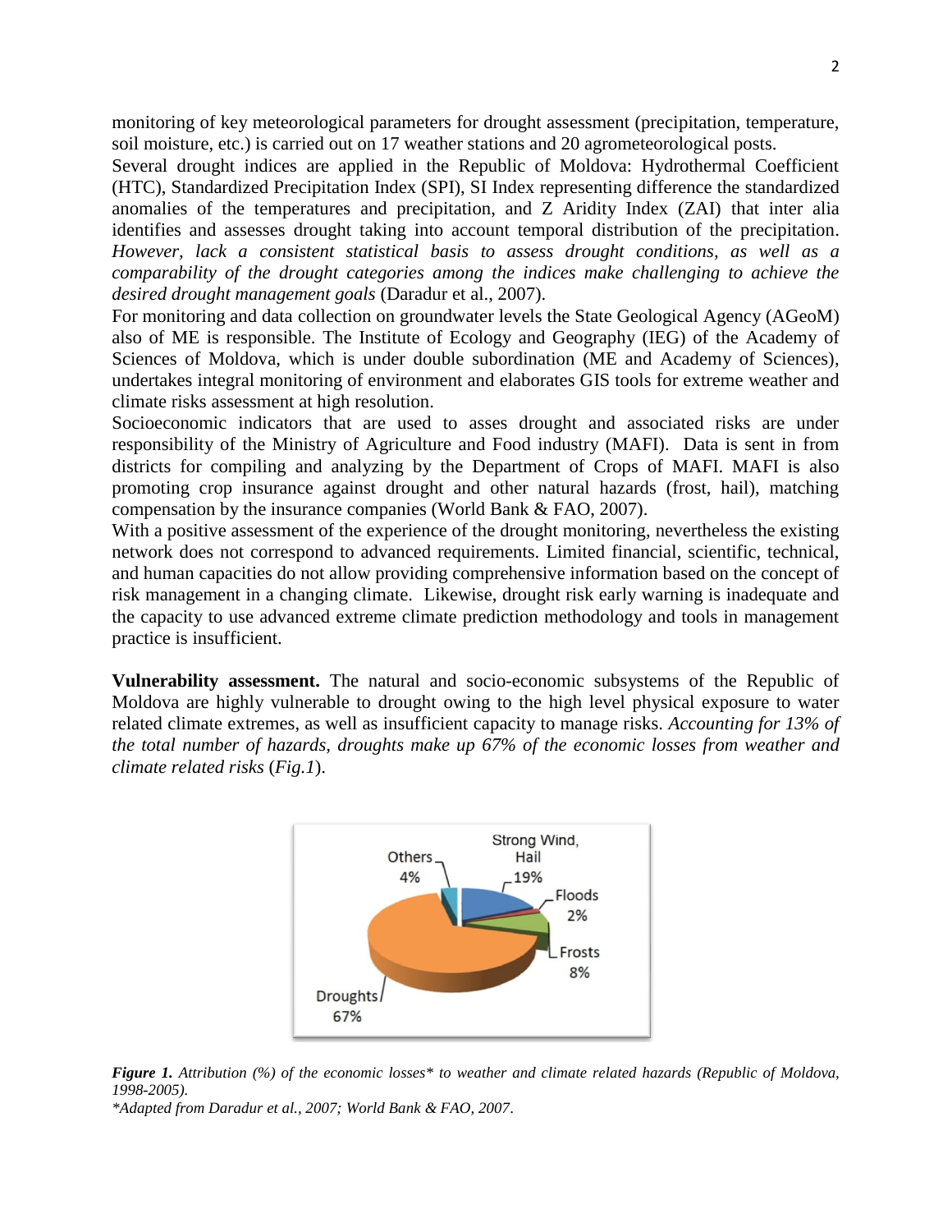monitoring of key meteorological parameters for drought assessment (precipitation, temperature, soil moisture, etc.) is carried out on 17 weather stations and 20 agrometeorological posts.

Several drought indices are applied in the Republic of Moldova: Hydrothermal Coefficient (HTC), Standardized Precipitation Index (SPI), SI Index representing difference the standardized anomalies of the temperatures and precipitation, and Z Aridity Index (ZAI) that inter alia identifies and assesses drought taking into account temporal distribution of the precipitation. *However, lack a consistent statistical basis to assess drought conditions, as well as a comparability of the drought categories among the indices make challenging to achieve the desired drought management goals* (Daradur et al., 2007).

For monitoring and data collection on groundwater levels the State Geological Agency (AGeoM) also of ME is responsible. The Institute of Ecology and Geography (IEG) of the Academy of Sciences of Moldova, which is under double subordination (ME and Academy of Sciences), undertakes integral monitoring of environment and elaborates GIS tools for extreme weather and climate risks assessment at high resolution.

Socioeconomic indicators that are used to asses drought and associated risks are under responsibility of the Ministry of Agriculture and Food industry (MAFI). Data is sent in from districts for compiling and analyzing by the Department of Crops of MAFI. MAFI is also promoting crop insurance against drought and other natural hazards (frost, hail), matching compensation by the insurance companies (World Bank & FAO, 2007).

With a positive assessment of the experience of the drought monitoring, nevertheless the existing network does not correspond to advanced requirements. Limited financial, scientific, technical, and human capacities do not allow providing comprehensive information based on the concept of risk management in a changing climate. Likewise, drought risk early warning is inadequate and the capacity to use advanced extreme climate prediction methodology and tools in management practice is insufficient.

**Vulnerability assessment.** The natural and socio-economic subsystems of the Republic of Moldova are highly vulnerable to drought owing to the high level physical exposure to water related climate extremes, as well as insufficient capacity to manage risks. *Accounting for 13% of the total number of hazards, droughts make up 67% of the economic losses from weather and climate related risks* (*Fig.1*).

Others 4%

Strong Wind, Hail 19%

Floods 2%

Frosts 8%

Droughts 67%

***Figure 1.*** *Attribution (%) of the economic losses\* to weather and climate related hazards (Republic of Moldova, 1998-2005).*

*\*Adapted from Daradur et al., 2007; World Bank & FAO, 2007.*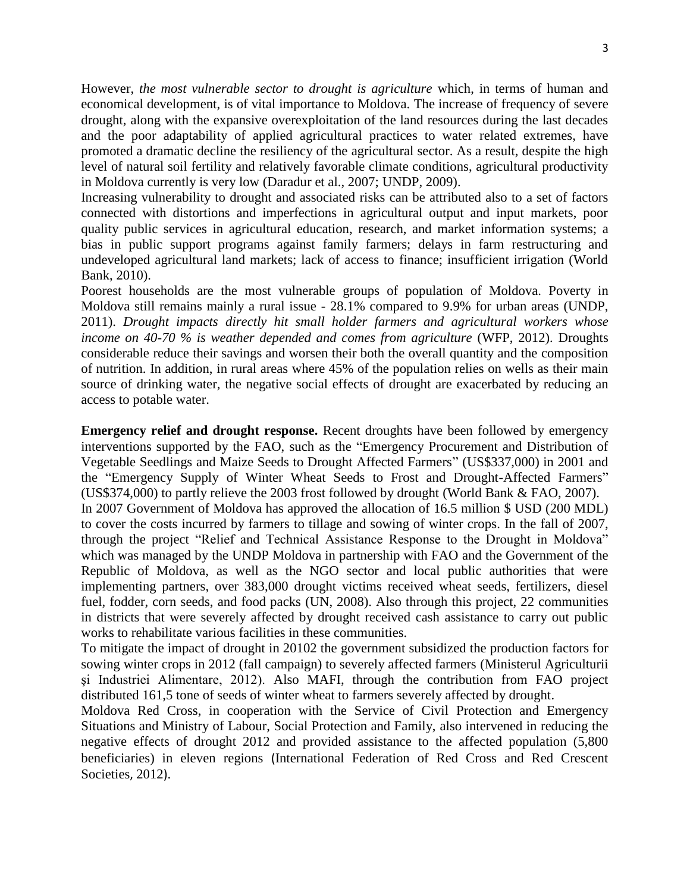However, *the most vulnerable sector to drought is agriculture* which, in terms of human and economical development, is of vital importance to Moldova. The increase of frequency of severe drought, along with the expansive overexploitation of the land resources during the last decades and the poor adaptability of applied agricultural practices to water related extremes, have promoted a dramatic decline the resiliency of the agricultural sector. As a result, despite the high level of natural soil fertility and relatively favorable climate conditions, agricultural productivity in Moldova currently is very low (Daradur et al., 2007; UNDP, 2009).

Increasing vulnerability to drought and associated risks can be attributed also to a set of factors connected with distortions and imperfections in agricultural output and input markets, poor quality public services in agricultural education, research, and market information systems; a bias in public support programs against family farmers; delays in farm restructuring and undeveloped agricultural land markets; lack of access to finance; insufficient irrigation (World Bank, 2010).

Poorest households are the most vulnerable groups of population of Moldova. Poverty in Moldova still remains mainly a rural issue - 28.1% compared to 9.9% for urban areas (UNDP, 2011). *Drought impacts directly hit small holder farmers and agricultural workers whose income on 40-70 % is weather depended and comes from agriculture* (WFP, 2012). Droughts considerable reduce their savings and worsen their both the overall quantity and the composition of nutrition. In addition, in rural areas where 45% of the population relies on wells as their main source of drinking water, the negative social effects of drought are exacerbated by reducing an access to potable water.

**Emergency relief and drought response.** Recent droughts have been followed by emergency interventions supported by the FAO, such as the "Emergency Procurement and Distribution of Vegetable Seedlings and Maize Seeds to Drought Affected Farmers" (US$337,000) in 2001 and the "Emergency Supply of Winter Wheat Seeds to Frost and Drought-Affected Farmers" (US$374,000) to partly relieve the 2003 frost followed by drought (World Bank & FAO, 2007).

In 2007 Government of Moldova has approved the allocation of 16.5 million $ USD (200 MDL) to cover the costs incurred by farmers to tillage and sowing of winter crops. In the fall of 2007, through the project "Relief and Technical Assistance Response to the Drought in Moldova" which was managed by the UNDP Moldova in partnership with FAO and the Government of the Republic of Moldova, as well as the NGO sector and local public authorities that were implementing partners, over 383,000 drought victims received wheat seeds, fertilizers, diesel fuel, fodder, corn seeds, and food packs (UN, 2008). Also through this project, 22 communities in districts that were severely affected by drought received cash assistance to carry out public works to rehabilitate various facilities in these communities.

To mitigate the impact of drought in 20102 the government subsidized the production factors for sowing winter crops in 2012 (fall campaign) to severely affected farmers (Ministerul Agriculturii şi Industriei Alimentare, 2012). Also MAFI, through the contribution from FAO project distributed 161,5 tone of seeds of winter wheat to farmers severely affected by drought.

Moldova Red Cross, in cooperation with the Service of Civil Protection and Emergency Situations and Ministry of Labour, Social Protection and Family, also intervened in reducing the negative effects of drought 2012 and provided assistance to the affected population (5,800 beneficiaries) in eleven regions (International Federation of Red Cross and Red Crescent Societies, 2012).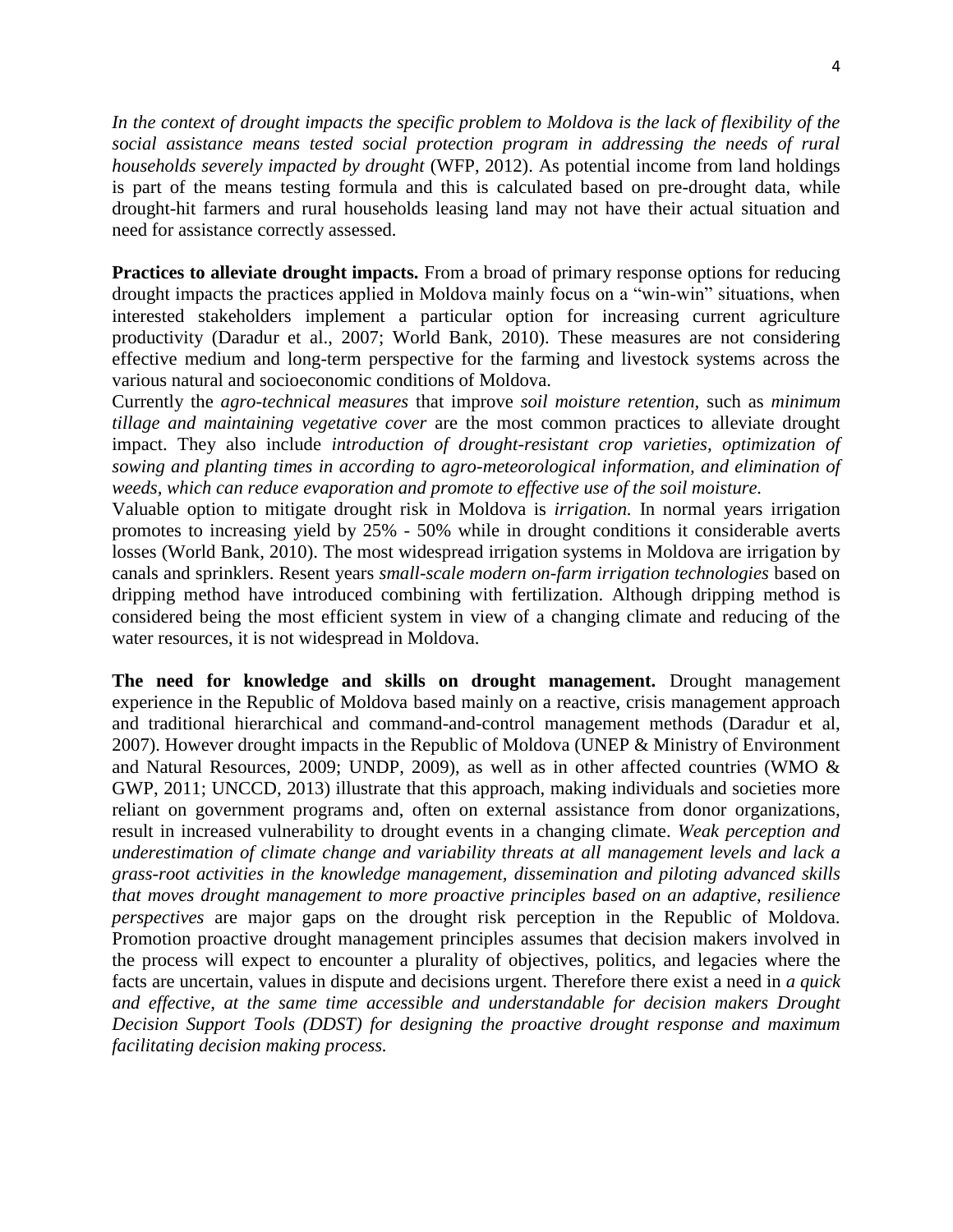*In the context of drought impacts the specific problem to Moldova is the lack of flexibility of the social assistance means tested social protection program in addressing the needs of rural households severely impacted by drought* (WFP, 2012). As potential income from land holdings is part of the means testing formula and this is calculated based on pre-drought data, while drought-hit farmers and rural households leasing land may not have their actual situation and need for assistance correctly assessed.

**Practices to alleviate drought impacts.** From a broad of primary response options for reducing drought impacts the practices applied in Moldova mainly focus on a "win-win" situations, when interested stakeholders implement a particular option for increasing current agriculture productivity (Daradur et al., 2007; World Bank, 2010). These measures are not considering effective medium and long-term perspective for the farming and livestock systems across the various natural and socioeconomic conditions of Moldova.

Currently the *agro-technical measures* that improve *soil moisture retention,* such as *minimum tillage and maintaining vegetative cover* are the most common practices to alleviate drought impact. They also include *introduction of drought-resistant crop varieties, optimization of sowing and planting times in according to agro-meteorological information, and elimination of weeds, which can reduce evaporation and promote to effective use of the soil moisture.*

Valuable option to mitigate drought risk in Moldova is *irrigation.* In normal years irrigation promotes to increasing yield by 25% - 50% while in drought conditions it considerable averts losses (World Bank, 2010). The most widespread irrigation systems in Moldova are irrigation by canals and sprinklers. Resent years *small-scale modern on-farm irrigation technologies* based on dripping method have introduced combining with fertilization. Although dripping method is considered being the most efficient system in view of a changing climate and reducing of the water resources, it is not widespread in Moldova.

**The need for knowledge and skills on drought management.** Drought management experience in the Republic of Moldova based mainly on a reactive, crisis management approach and traditional hierarchical and command-and-control management methods (Daradur et al, 2007). However drought impacts in the Republic of Moldova (UNEP & Ministry of Environment and Natural Resources, 2009; UNDP, 2009), as well as in other affected countries (WMO & GWP, 2011; UNCCD, 2013) illustrate that this approach, making individuals and societies more reliant on government programs and, often on external assistance from donor organizations, result in increased vulnerability to drought events in a changing climate. *Weak perception and underestimation of climate change and variability threats at all management levels and lack a grass-root activities in the knowledge management, dissemination and piloting advanced skills that moves drought management to more proactive principles based on an adaptive, resilience perspectives* are major gaps on the drought risk perception in the Republic of Moldova. Promotion proactive drought management principles assumes that decision makers involved in the process will expect to encounter a plurality of objectives, politics, and legacies where the facts are uncertain, values in dispute and decisions urgent. Therefore there exist a need in *a quick and effective, at the same time accessible and understandable for decision makers Drought Decision Support Tools (DDST) for designing the proactive drought response and maximum facilitating decision making process.*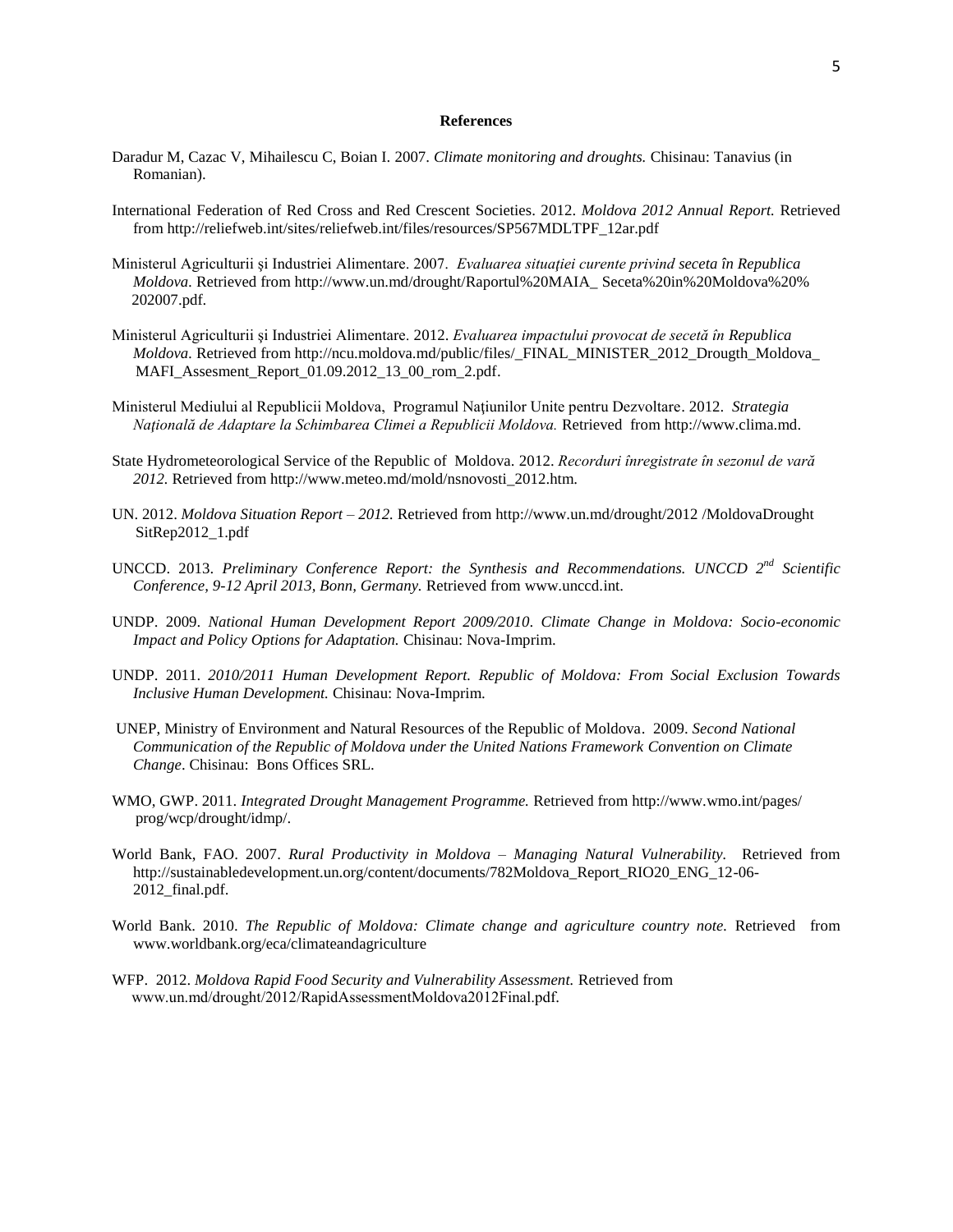**References**

Daradur M, Cazac V, Mihailescu C, Boian I. 2007. *Climate monitoring and droughts.* Chisinau: Tanavius (in Romanian).

International Federation of Red Cross and Red Crescent Societies. 2012. *Moldova 2012 Annual Report.* Retrieved from http://reliefweb.int/sites/reliefweb.int/files/resources/SP567MDLTPF_12ar.pdf

Ministerul Agriculturii şi Industriei Alimentare. 2007. *Evaluarea situaţiei curente privind seceta în Republica Moldova.* Retrieved from http://www.un.md/drought/Raportul%20MAIA_ Seceta%20in%20Moldova%20% 202007.pdf.

Ministerul Agriculturii şi Industriei Alimentare. 2012. *Evaluarea impactului provocat de secetă în Republica Moldova.* Retrieved from http://ncu.moldova.md/public/files/_FINAL_MINISTER_2012_Drougth_Moldova_ MAFI_Assesment_Report_01.09.2012_13_00_rom_2.pdf.

Ministerul Mediului al Republicii Moldova, Programul Naţiunilor Unite pentru Dezvoltare. 2012. *Strategia Naţională de Adaptare la Schimbarea Climei a Republicii Moldova.* Retrieved from http://www.clima.md.

State Hydrometeorological Service of the Republic of Moldova. 2012. *Recorduri înregistrate în sezonul de vară 2012.* Retrieved from http://www.meteo.md/mold/nsnovosti_2012.htm.

UN. 2012. *Moldova Situation Report – 2012.* Retrieved from http://www.un.md/drought/2012 /MoldovaDrought SitRep2012_1.pdf

UNCCD. 2013. *Preliminary Conference Report: the Synthesis and Recommendations. UNCCD 2nd Scientific Conference, 9-12 April 2013, Bonn, Germany.* Retrieved from www.unccd.int.

UNDP. 2009. *National Human Development Report 2009/2010. Climate Change in Moldova: Socio-economic Impact and Policy Options for Adaptation.* Chisinau: Nova-Imprim.

UNDP. 2011. *2010/2011 Human Development Report. Republic of Moldova: From Social Exclusion Towards Inclusive Human Development.* Chisinau: Nova-Imprim.

UNEP, Ministry of Environment and Natural Resources of the Republic of Moldova. 2009. *Second National Communication of the Republic of Moldova under the United Nations Framework Convention on Climate Change*. Chisinau: Bons Offices SRL.

WMO, GWP. 2011. *Integrated Drought Management Programme.* Retrieved from http://www.wmo.int/pages/ prog/wcp/drought/idmp/.

World Bank, FAO. 2007. *Rural Productivity in Moldova – Managing Natural Vulnerability.* Retrieved from http://sustainabledevelopment.un.org/content/documents/782Moldova_Report_RIO20_ENG_12-06-2012_final.pdf.

World Bank. 2010. *The Republic of Moldova: Climate change and agriculture country note.* Retrieved from www.worldbank.org/eca/climateandagriculture

WFP. 2012. *Moldova Rapid Food Security and Vulnerability Assessment.* Retrieved from www.un.md/drought/2012/RapidAssessmentMoldova2012Final.pdf.